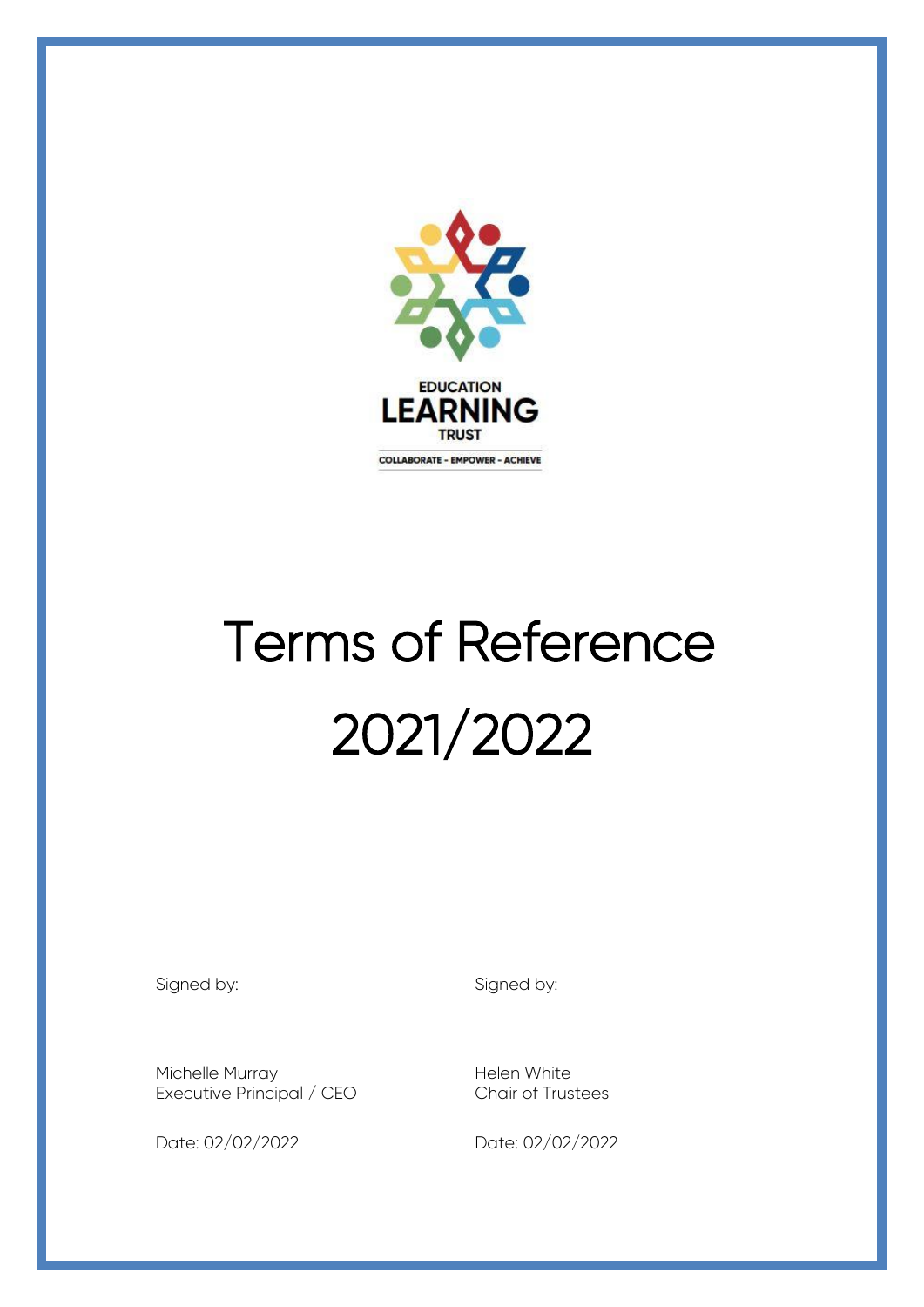EDUCATION LEARNING TRUST

COLLABORATE - EMPOWER - ACHIEVE

# Terms of Reference 2021/2022

Signed by:

Michelle Murray
Executive Principal / CEO

Date: 02/02/2022

Signed by:

Helen White
Chair of Trustees

Date: 02/02/2022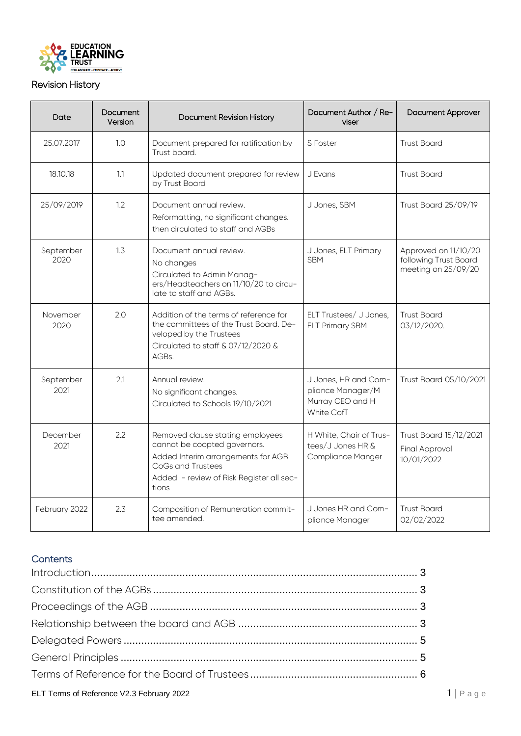Revision History

| Date | Document Version | Document Revision History | Document Author / Reviser | Document Approver |
|---|---|---|---|---|
| 25.07.2017 | 1.0 | Document prepared for ratification by Trust board. | S Foster | Trust Board |
| 18.10.18 | 1.1 | Updated document prepared for review by Trust Board | J Evans | Trust Board |
| 25/09/2019 | 1.2 | Document annual review.<br>Reformatting, no significant changes.<br>then circulated to staff and AGBs | J Jones, SBM | Trust Board 25/09/19 |
| September 2020 | 1.3 | Document annual review.<br>No changes<br>Circulated to Admin Managers/Headteachers on 11/10/20 to circulate to staff and AGBs. | J Jones, ELT Primary SBM | Approved on 11/10/20 following Trust Board meeting on 25/09/20 |
| November 2020 | 2.0 | Addition of the terms of reference for the committees of the Trust Board. Developed by the Trustees<br>Circulated to staff & 07/12/2020 & AGBs. | ELT Trustees/ J Jones, ELT Primary SBM | Trust Board 03/12/2020. |
| September 2021 | 2.1 | Annual review.<br>No significant changes.<br>Circulated to Schools 19/10/2021 | J Jones, HR and Compliance Manager/M Murray CEO and H White CofT | Trust Board 05/10/2021 |
| December 2021 | 2.2 | Removed clause stating employees cannot be coopted governors.<br>Added Interim arrangements for AGB CoGs and Trustees<br>Added - review of Risk Register all sections | H White, Chair of Trustees/J Jones HR & Compliance Manger | Trust Board 15/12/2021<br>Final Approval 10/01/2022 |
| February 2022 | 2.3 | Composition of Remuneration committee amended. | J Jones HR and Compliance Manager | Trust Board 02/02/2022 |

## Contents

Introduction ........................................ 3
Constitution of the AGBs ........................................ 3
Proceedings of the AGB ........................................ 3
Relationship between the board and AGB ........................................ 3
Delegated Powers ........................................ 5
General Principles ........................................ 5
Terms of Reference for the Board of Trustees ........................................ 6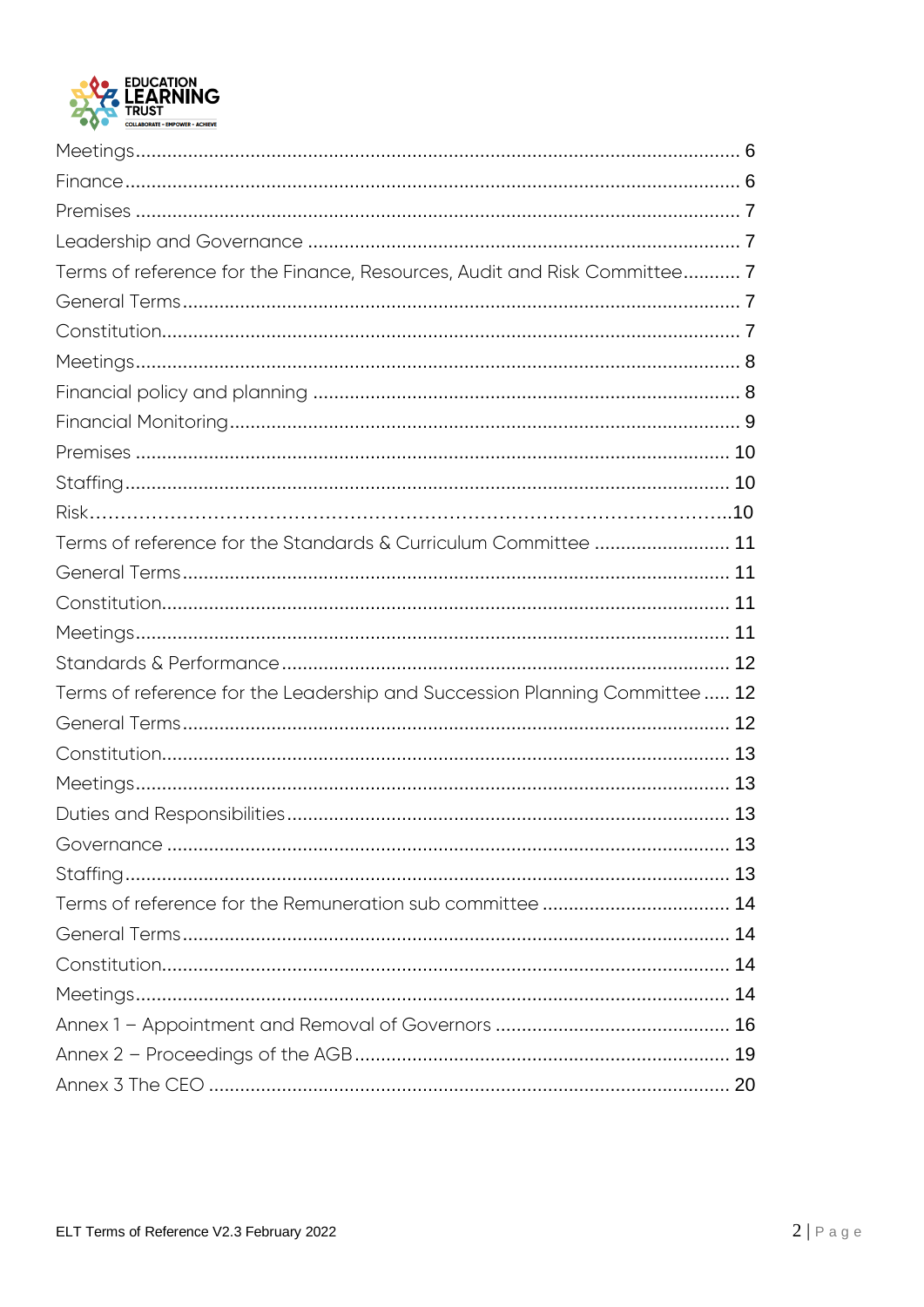Meetings........................................................................................................... 6

Finance............................................................................................................. 6

Premises ........................................................................................................... 7

Leadership and Governance ............................................................................ 7

Terms of reference for the Finance, Resources, Audit and Risk Committee........... 7

General Terms................................................................................................... 7

Constitution....................................................................................................... 7

Meetings........................................................................................................... 8

Financial policy and planning ........................................................................... 8

Financial Monitoring.......................................................................................... 9

Premises ......................................................................................................... 10

Staffing........................................................................................................... 10

Risk...............................................................................................................10

Terms of reference for the Standards & Curriculum Committee .......................... 11

General Terms................................................................................................. 11

Constitution..................................................................................................... 11

Meetings......................................................................................................... 11

Standards & Performance................................................................................ 12

Terms of reference for the Leadership and Succession Planning Committee ..... 12

General Terms................................................................................................. 12

Constitution..................................................................................................... 13

Meetings......................................................................................................... 13

Duties and Responsibilities.............................................................................. 13

Governance .................................................................................................... 13

Staffing........................................................................................................... 13

Terms of reference for the Remuneration sub committee .................................. 14

General Terms................................................................................................. 14

Constitution..................................................................................................... 14

Meetings......................................................................................................... 14

Annex 1 – Appointment and Removal of Governors ........................................... 16

Annex 2 – Proceedings of the AGB.................................................................... 19

Annex 3 The CEO ............................................................................................ 20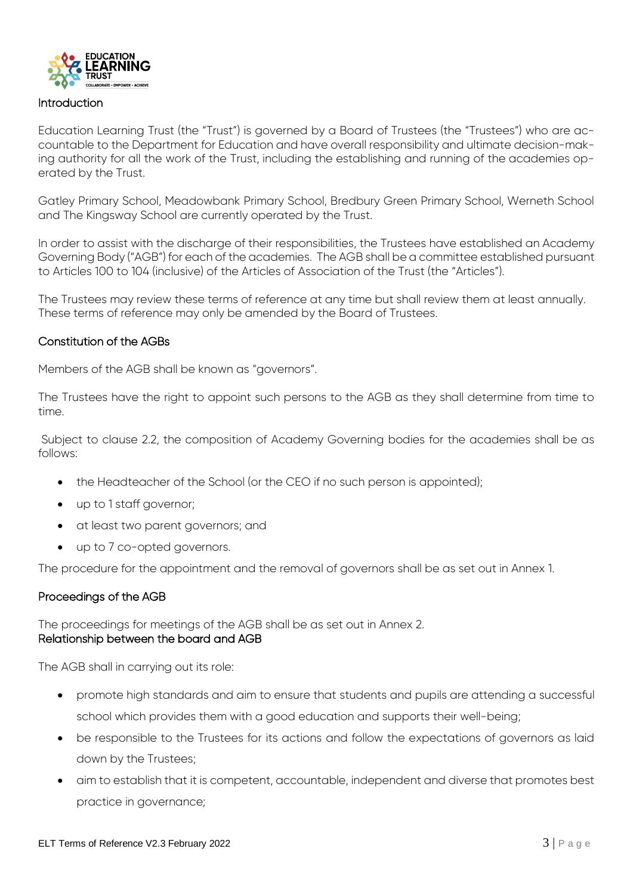## Introduction

Education Learning Trust (the "Trust") is governed by a Board of Trustees (the "Trustees") who are accountable to the Department for Education and have overall responsibility and ultimate decision-making authority for all the work of the Trust, including the establishing and running of the academies operated by the Trust.

Gatley Primary School, Meadowbank Primary School, Bredbury Green Primary School, Werneth School and The Kingsway School are currently operated by the Trust.

In order to assist with the discharge of their responsibilities, the Trustees have established an Academy Governing Body ("AGB") for each of the academies. The AGB shall be a committee established pursuant to Articles 100 to 104 (inclusive) of the Articles of Association of the Trust (the "Articles").

The Trustees may review these terms of reference at any time but shall review them at least annually. These terms of reference may only be amended by the Board of Trustees.

## Constitution of the AGBs

Members of the AGB shall be known as "governors".

The Trustees have the right to appoint such persons to the AGB as they shall determine from time to time.

Subject to clause 2.2, the composition of Academy Governing bodies for the academies shall be as follows:

- the Headteacher of the School (or the CEO if no such person is appointed);
- up to 1 staff governor;
- at least two parent governors; and
- up to 7 co-opted governors.

The procedure for the appointment and the removal of governors shall be as set out in Annex 1.

## Proceedings of the AGB

The proceedings for meetings of the AGB shall be as set out in Annex 2.

## Relationship between the board and AGB

The AGB shall in carrying out its role:

- promote high standards and aim to ensure that students and pupils are attending a successful school which provides them with a good education and supports their well-being;
- be responsible to the Trustees for its actions and follow the expectations of governors as laid down by the Trustees;
- aim to establish that it is competent, accountable, independent and diverse that promotes best practice in governance;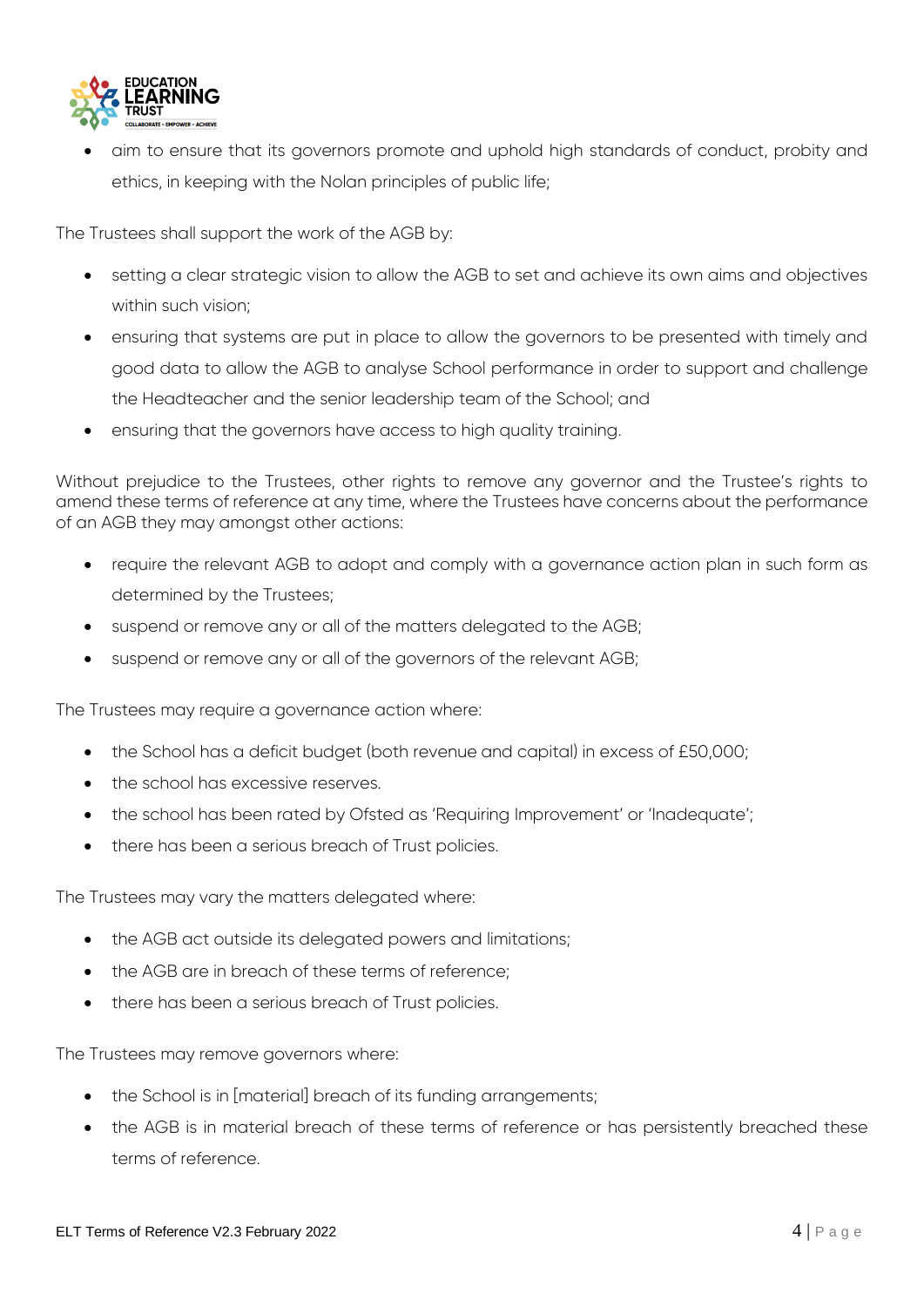- aim to ensure that its governors promote and uphold high standards of conduct, probity and ethics, in keeping with the Nolan principles of public life;

The Trustees shall support the work of the AGB by:

- setting a clear strategic vision to allow the AGB to set and achieve its own aims and objectives within such vision;
- ensuring that systems are put in place to allow the governors to be presented with timely and good data to allow the AGB to analyse School performance in order to support and challenge the Headteacher and the senior leadership team of the School; and
- ensuring that the governors have access to high quality training.

Without prejudice to the Trustees, other rights to remove any governor and the Trustee's rights to amend these terms of reference at any time, where the Trustees have concerns about the performance of an AGB they may amongst other actions:

- require the relevant AGB to adopt and comply with a governance action plan in such form as determined by the Trustees;
- suspend or remove any or all of the matters delegated to the AGB;
- suspend or remove any or all of the governors of the relevant AGB;

The Trustees may require a governance action where:

- the School has a deficit budget (both revenue and capital) in excess of £50,000;
- the school has excessive reserves.
- the school has been rated by Ofsted as 'Requiring Improvement' or 'Inadequate';
- there has been a serious breach of Trust policies.

The Trustees may vary the matters delegated where:

- the AGB act outside its delegated powers and limitations;
- the AGB are in breach of these terms of reference;
- there has been a serious breach of Trust policies.

The Trustees may remove governors where:

- the School is in [material] breach of its funding arrangements;
- the AGB is in material breach of these terms of reference or has persistently breached these terms of reference.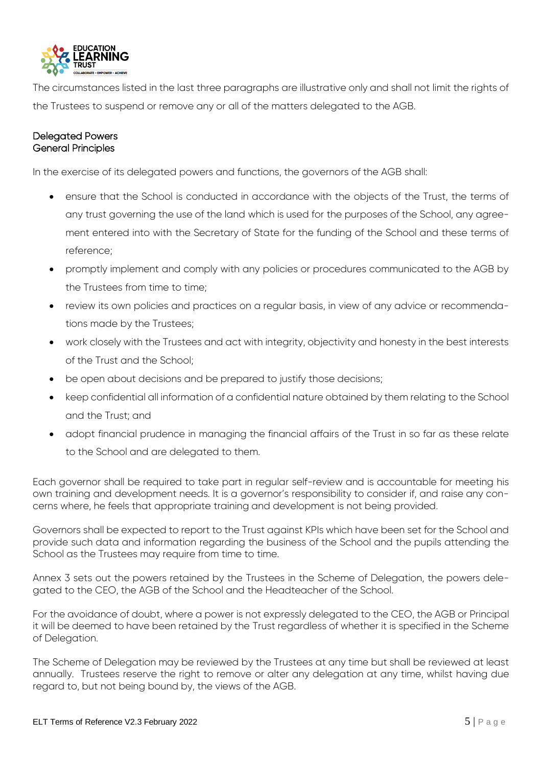The circumstances listed in the last three paragraphs are illustrative only and shall not limit the rights of the Trustees to suspend or remove any or all of the matters delegated to the AGB.

## Delegated Powers
### General Principles

In the exercise of its delegated powers and functions, the governors of the AGB shall:

- ensure that the School is conducted in accordance with the objects of the Trust, the terms of any trust governing the use of the land which is used for the purposes of the School, any agreement entered into with the Secretary of State for the funding of the School and these terms of reference;
- promptly implement and comply with any policies or procedures communicated to the AGB by the Trustees from time to time;
- review its own policies and practices on a regular basis, in view of any advice or recommendations made by the Trustees;
- work closely with the Trustees and act with integrity, objectivity and honesty in the best interests of the Trust and the School;
- be open about decisions and be prepared to justify those decisions;
- keep confidential all information of a confidential nature obtained by them relating to the School and the Trust; and
- adopt financial prudence in managing the financial affairs of the Trust in so far as these relate to the School and are delegated to them.

Each governor shall be required to take part in regular self-review and is accountable for meeting his own training and development needs. It is a governor's responsibility to consider if, and raise any concerns where, he feels that appropriate training and development is not being provided.

Governors shall be expected to report to the Trust against KPIs which have been set for the School and provide such data and information regarding the business of the School and the pupils attending the School as the Trustees may require from time to time.

Annex 3 sets out the powers retained by the Trustees in the Scheme of Delegation, the powers delegated to the CEO, the AGB of the School and the Headteacher of the School.

For the avoidance of doubt, where a power is not expressly delegated to the CEO, the AGB or Principal it will be deemed to have been retained by the Trust regardless of whether it is specified in the Scheme of Delegation.

The Scheme of Delegation may be reviewed by the Trustees at any time but shall be reviewed at least annually. Trustees reserve the right to remove or alter any delegation at any time, whilst having due regard to, but not being bound by, the views of the AGB.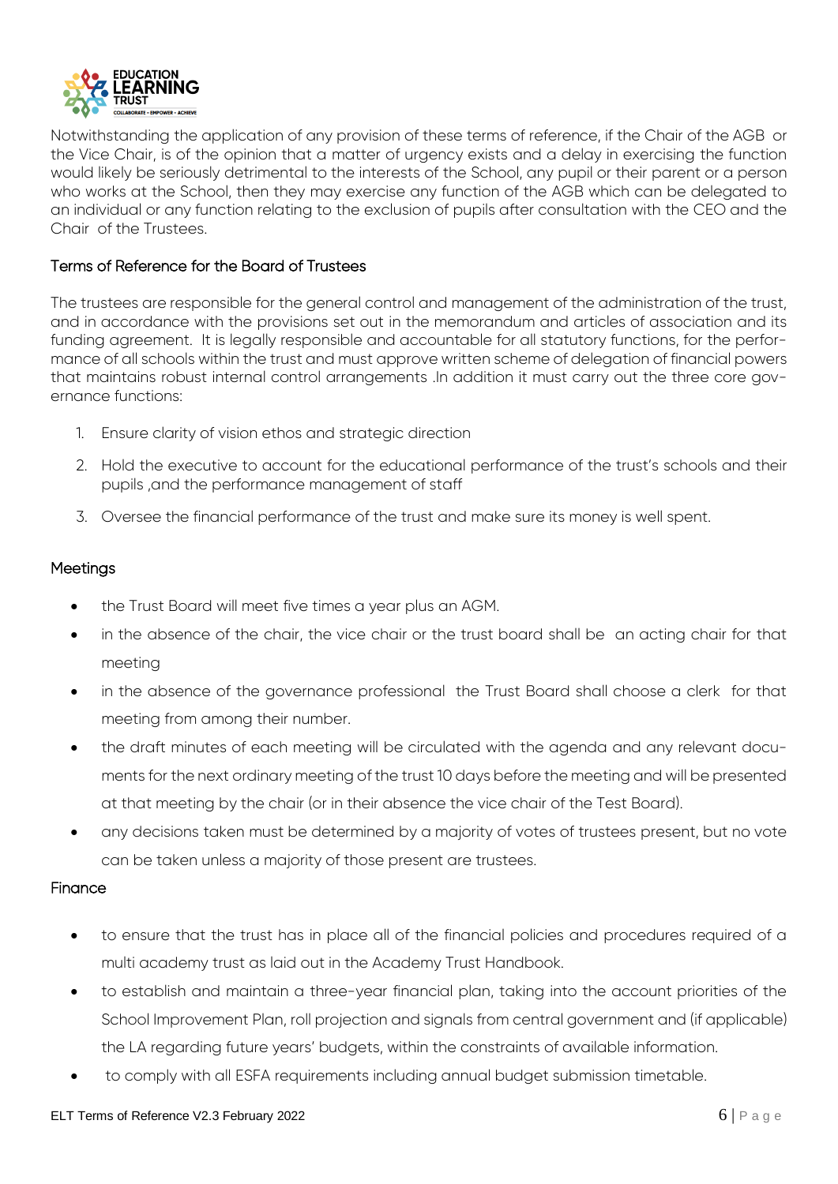Notwithstanding the application of any provision of these terms of reference, if the Chair of the AGB or the Vice Chair, is of the opinion that a matter of urgency exists and a delay in exercising the function would likely be seriously detrimental to the interests of the School, any pupil or their parent or a person who works at the School, then they may exercise any function of the AGB which can be delegated to an individual or any function relating to the exclusion of pupils after consultation with the CEO and the Chair of the Trustees.

## Terms of Reference for the Board of Trustees

The trustees are responsible for the general control and management of the administration of the trust, and in accordance with the provisions set out in the memorandum and articles of association and its funding agreement. It is legally responsible and accountable for all statutory functions, for the performance of all schools within the trust and must approve written scheme of delegation of financial powers that maintains robust internal control arrangements .In addition it must carry out the three core governance functions:

1. Ensure clarity of vision ethos and strategic direction
2. Hold the executive to account for the educational performance of the trust's schools and their pupils ,and the performance management of staff
3. Oversee the financial performance of the trust and make sure its money is well spent.

## Meetings

- the Trust Board will meet five times a year plus an AGM.
- in the absence of the chair, the vice chair or the trust board shall be an acting chair for that meeting
- in the absence of the governance professional the Trust Board shall choose a clerk for that meeting from among their number.
- the draft minutes of each meeting will be circulated with the agenda and any relevant documents for the next ordinary meeting of the trust 10 days before the meeting and will be presented at that meeting by the chair (or in their absence the vice chair of the Test Board).
- any decisions taken must be determined by a majority of votes of trustees present, but no vote can be taken unless a majority of those present are trustees.

## Finance

- to ensure that the trust has in place all of the financial policies and procedures required of a multi academy trust as laid out in the Academy Trust Handbook.
- to establish and maintain a three-year financial plan, taking into the account priorities of the School Improvement Plan, roll projection and signals from central government and (if applicable) the LA regarding future years' budgets, within the constraints of available information.
- to comply with all ESFA requirements including annual budget submission timetable.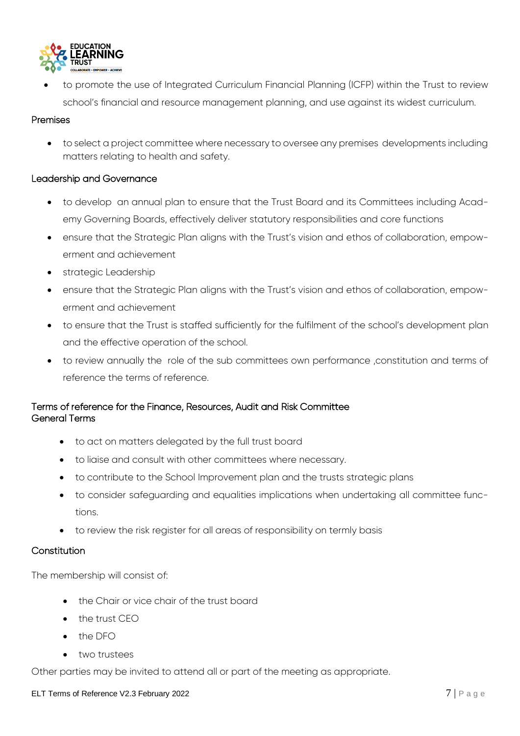- to promote the use of Integrated Curriculum Financial Planning (ICFP) within the Trust to review school's financial and resource management planning, and use against its widest curriculum.

## Premises

- to select a project committee where necessary to oversee any premises developments including matters relating to health and safety.

## Leadership and Governance

- to develop an annual plan to ensure that the Trust Board and its Committees including Academy Governing Boards, effectively deliver statutory responsibilities and core functions
- ensure that the Strategic Plan aligns with the Trust's vision and ethos of collaboration, empowerment and achievement
- strategic Leadership
- ensure that the Strategic Plan aligns with the Trust's vision and ethos of collaboration, empowerment and achievement
- to ensure that the Trust is staffed sufficiently for the fulfilment of the school's development plan and the effective operation of the school.
- to review annually the role of the sub committees own performance ,constitution and terms of reference the terms of reference.

## Terms of reference for the Finance, Resources, Audit and Risk Committee

## General Terms

- to act on matters delegated by the full trust board
- to liaise and consult with other committees where necessary.
- to contribute to the School Improvement plan and the trusts strategic plans
- to consider safeguarding and equalities implications when undertaking all committee functions.
- to review the risk register for all areas of responsibility on termly basis

## Constitution

The membership will consist of:

- the Chair or vice chair of the trust board
- the trust CEO
- the DFO
- two trustees

Other parties may be invited to attend all or part of the meeting as appropriate.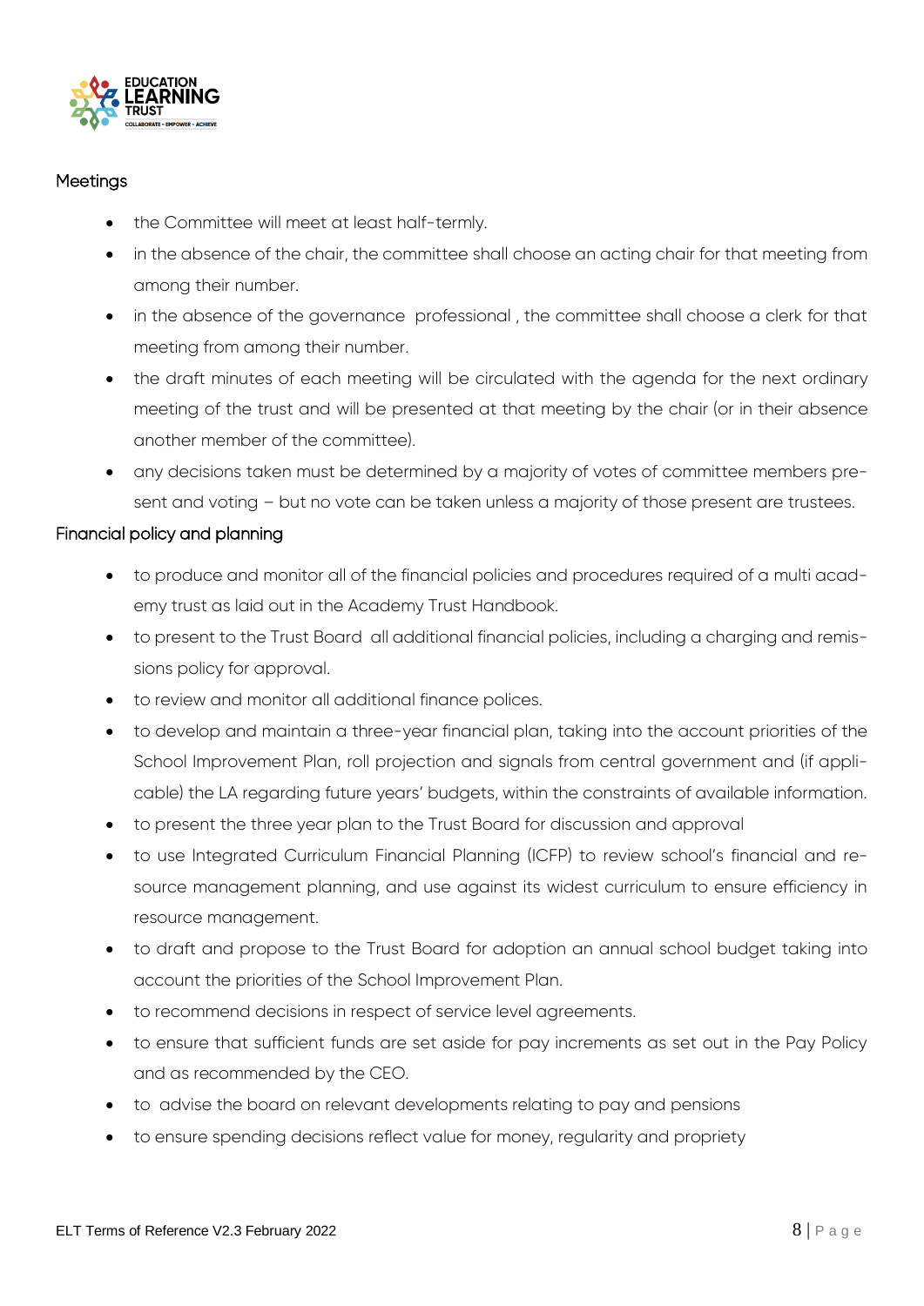## Meetings

- the Committee will meet at least half-termly.
- in the absence of the chair, the committee shall choose an acting chair for that meeting from among their number.
- in the absence of the governance professional , the committee shall choose a clerk for that meeting from among their number.
- the draft minutes of each meeting will be circulated with the agenda for the next ordinary meeting of the trust and will be presented at that meeting by the chair (or in their absence another member of the committee).
- any decisions taken must be determined by a majority of votes of committee members present and voting – but no vote can be taken unless a majority of those present are trustees.

## Financial policy and planning

- to produce and monitor all of the financial policies and procedures required of a multi academy trust as laid out in the Academy Trust Handbook.
- to present to the Trust Board all additional financial policies, including a charging and remissions policy for approval.
- to review and monitor all additional finance polices.
- to develop and maintain a three-year financial plan, taking into the account priorities of the School Improvement Plan, roll projection and signals from central government and (if applicable) the LA regarding future years' budgets, within the constraints of available information.
- to present the three year plan to the Trust Board for discussion and approval
- to use Integrated Curriculum Financial Planning (ICFP) to review school's financial and resource management planning, and use against its widest curriculum to ensure efficiency in resource management.
- to draft and propose to the Trust Board for adoption an annual school budget taking into account the priorities of the School Improvement Plan.
- to recommend decisions in respect of service level agreements.
- to ensure that sufficient funds are set aside for pay increments as set out in the Pay Policy and as recommended by the CEO.
- to advise the board on relevant developments relating to pay and pensions
- to ensure spending decisions reflect value for money, regularity and propriety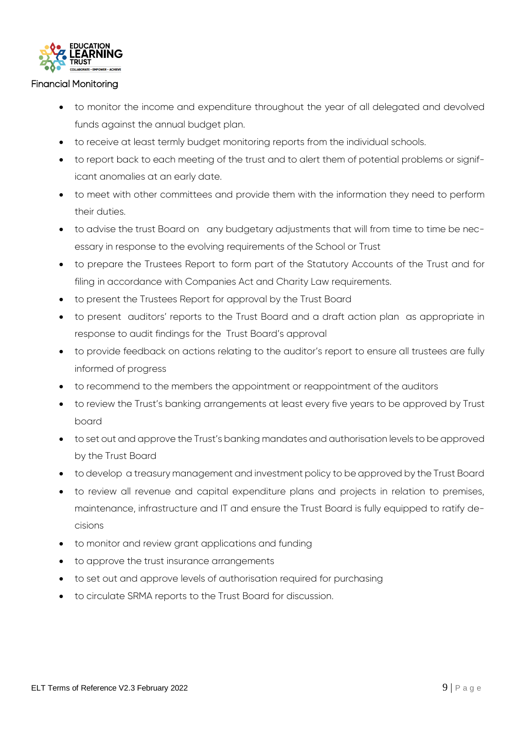Financial Monitoring

- to monitor the income and expenditure throughout the year of all delegated and devolved funds against the annual budget plan.
- to receive at least termly budget monitoring reports from the individual schools.
- to report back to each meeting of the trust and to alert them of potential problems or significant anomalies at an early date.
- to meet with other committees and provide them with the information they need to perform their duties.
- to advise the trust Board on any budgetary adjustments that will from time to time be necessary in response to the evolving requirements of the School or Trust
- to prepare the Trustees Report to form part of the Statutory Accounts of the Trust and for filing in accordance with Companies Act and Charity Law requirements.
- to present the Trustees Report for approval by the Trust Board
- to present auditors' reports to the Trust Board and a draft action plan as appropriate in response to audit findings for the Trust Board's approval
- to provide feedback on actions relating to the auditor's report to ensure all trustees are fully informed of progress
- to recommend to the members the appointment or reappointment of the auditors
- to review the Trust's banking arrangements at least every five years to be approved by Trust board
- to set out and approve the Trust's banking mandates and authorisation levels to be approved by the Trust Board
- to develop a treasury management and investment policy to be approved by the Trust Board
- to review all revenue and capital expenditure plans and projects in relation to premises, maintenance, infrastructure and IT and ensure the Trust Board is fully equipped to ratify decisions
- to monitor and review grant applications and funding
- to approve the trust insurance arrangements
- to set out and approve levels of authorisation required for purchasing
- to circulate SRMA reports to the Trust Board for discussion.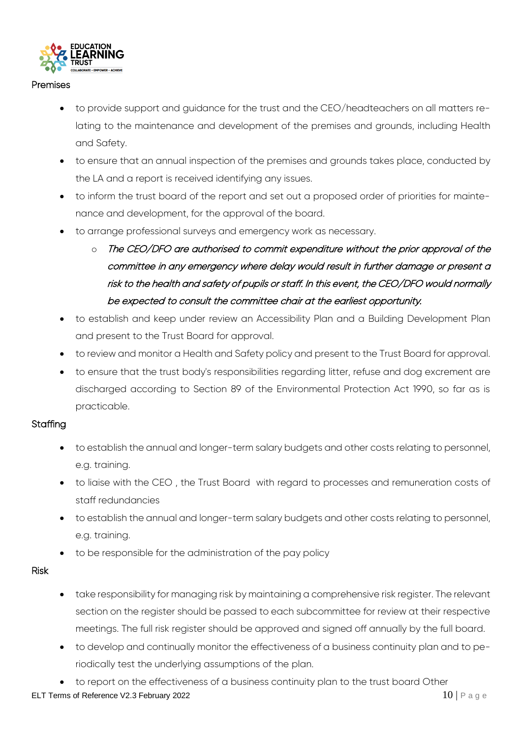### Premises

- to provide support and guidance for the trust and the CEO/headteachers on all matters relating to the maintenance and development of the premises and grounds, including Health and Safety.
- to ensure that an annual inspection of the premises and grounds takes place, conducted by the LA and a report is received identifying any issues.
- to inform the trust board of the report and set out a proposed order of priorities for maintenance and development, for the approval of the board.
- to arrange professional surveys and emergency work as necessary.
  - *The CEO/DFO are authorised to commit expenditure without the prior approval of the committee in any emergency where delay would result in further damage or present a risk to the health and safety of pupils or staff. In this event, the CEO/DFO would normally be expected to consult the committee chair at the earliest opportunity.*
- to establish and keep under review an Accessibility Plan and a Building Development Plan and present to the Trust Board for approval.
- to review and monitor a Health and Safety policy and present to the Trust Board for approval.
- to ensure that the trust body's responsibilities regarding litter, refuse and dog excrement are discharged according to Section 89 of the Environmental Protection Act 1990, so far as is practicable.

### Staffing

- to establish the annual and longer-term salary budgets and other costs relating to personnel, e.g. training.
- to liaise with the CEO , the Trust Board with regard to processes and remuneration costs of staff redundancies
- to establish the annual and longer-term salary budgets and other costs relating to personnel, e.g. training.
- to be responsible for the administration of the pay policy

### Risk

- take responsibility for managing risk by maintaining a comprehensive risk register. The relevant section on the register should be passed to each subcommittee for review at their respective meetings. The full risk register should be approved and signed off annually by the full board.
- to develop and continually monitor the effectiveness of a business continuity plan and to periodically test the underlying assumptions of the plan.
- to report on the effectiveness of a business continuity plan to the trust board Other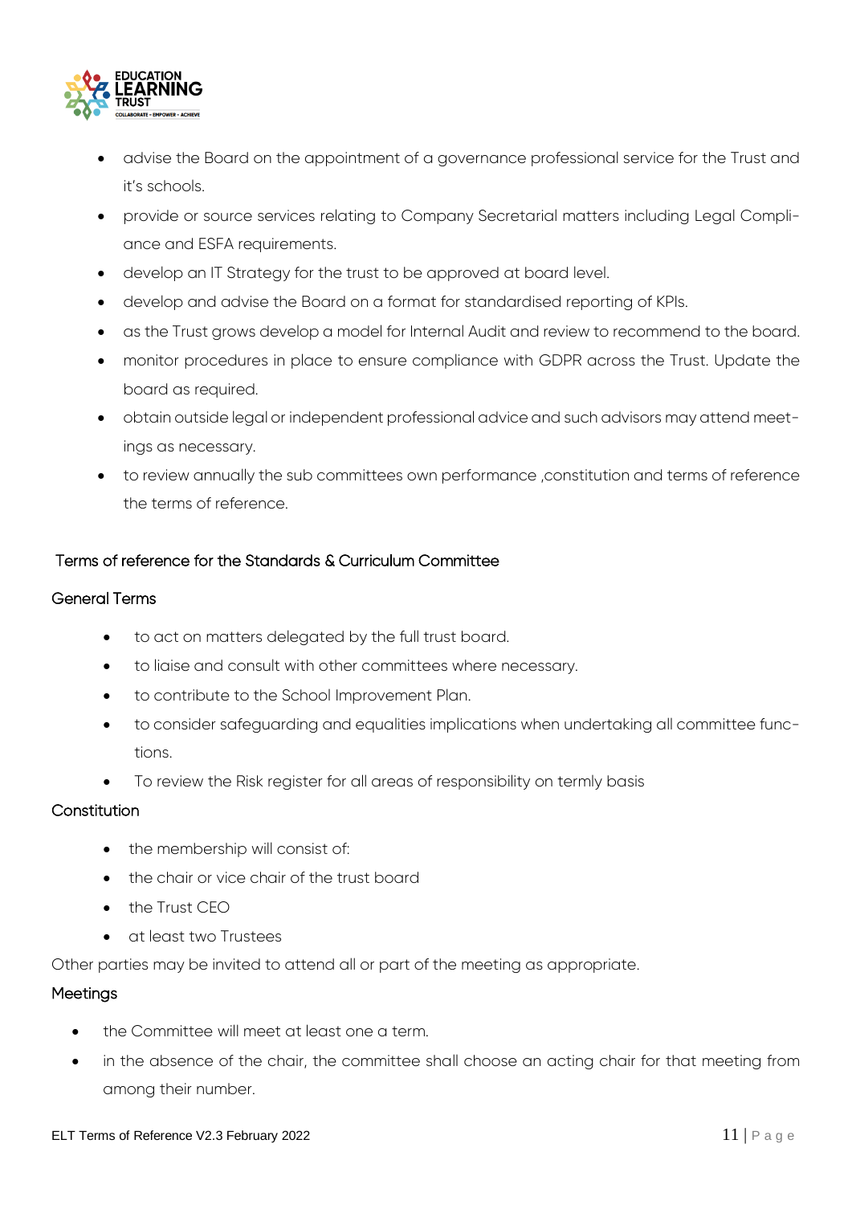- advise the Board on the appointment of a governance professional service for the Trust and it's schools.
- provide or source services relating to Company Secretarial matters including Legal Compliance and ESFA requirements.
- develop an IT Strategy for the trust to be approved at board level.
- develop and advise the Board on a format for standardised reporting of KPIs.
- as the Trust grows develop a model for Internal Audit and review to recommend to the board.
- monitor procedures in place to ensure compliance with GDPR across the Trust. Update the board as required.
- obtain outside legal or independent professional advice and such advisors may attend meetings as necessary.
- to review annually the sub committees own performance ,constitution and terms of reference the terms of reference.

## Terms of reference for the Standards & Curriculum Committee

### General Terms

- to act on matters delegated by the full trust board.
- to liaise and consult with other committees where necessary.
- to contribute to the School Improvement Plan.
- to consider safeguarding and equalities implications when undertaking all committee functions.
- To review the Risk register for all areas of responsibility on termly basis

### Constitution

- the membership will consist of:
- the chair or vice chair of the trust board
- the Trust CEO
- at least two Trustees

Other parties may be invited to attend all or part of the meeting as appropriate.

### Meetings

- the Committee will meet at least one a term.
- in the absence of the chair, the committee shall choose an acting chair for that meeting from among their number.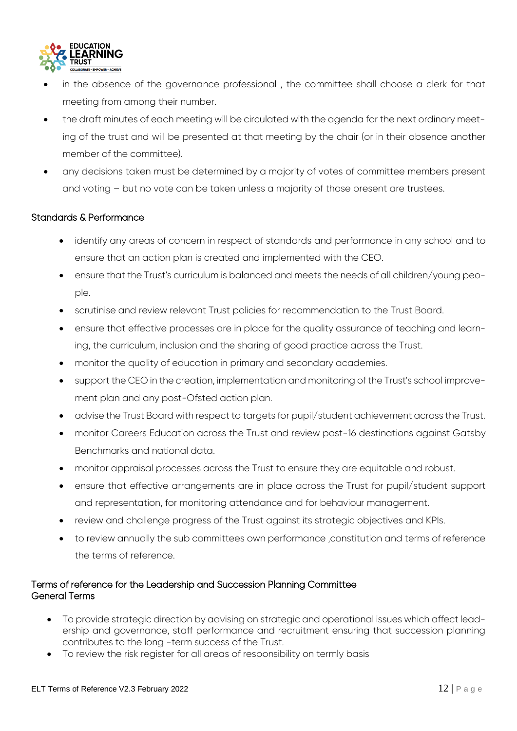- in the absence of the governance professional , the committee shall choose a clerk for that meeting from among their number.
- the draft minutes of each meeting will be circulated with the agenda for the next ordinary meeting of the trust and will be presented at that meeting by the chair (or in their absence another member of the committee).
- any decisions taken must be determined by a majority of votes of committee members present and voting – but no vote can be taken unless a majority of those present are trustees.

## Standards & Performance

- identify any areas of concern in respect of standards and performance in any school and to ensure that an action plan is created and implemented with the CEO.
- ensure that the Trust's curriculum is balanced and meets the needs of all children/young people.
- scrutinise and review relevant Trust policies for recommendation to the Trust Board.
- ensure that effective processes are in place for the quality assurance of teaching and learning, the curriculum, inclusion and the sharing of good practice across the Trust.
- monitor the quality of education in primary and secondary academies.
- support the CEO in the creation, implementation and monitoring of the Trust's school improvement plan and any post-Ofsted action plan.
- advise the Trust Board with respect to targets for pupil/student achievement across the Trust.
- monitor Careers Education across the Trust and review post-16 destinations against Gatsby Benchmarks and national data.
- monitor appraisal processes across the Trust to ensure they are equitable and robust.
- ensure that effective arrangements are in place across the Trust for pupil/student support and representation, for monitoring attendance and for behaviour management.
- review and challenge progress of the Trust against its strategic objectives and KPIs.
- to review annually the sub committees own performance ,constitution and terms of reference the terms of reference.

## Terms of reference for the Leadership and Succession Planning Committee

## General Terms

- To provide strategic direction by advising on strategic and operational issues which affect leadership and governance, staff performance and recruitment ensuring that succession planning contributes to the long -term success of the Trust.
- To review the risk register for all areas of responsibility on termly basis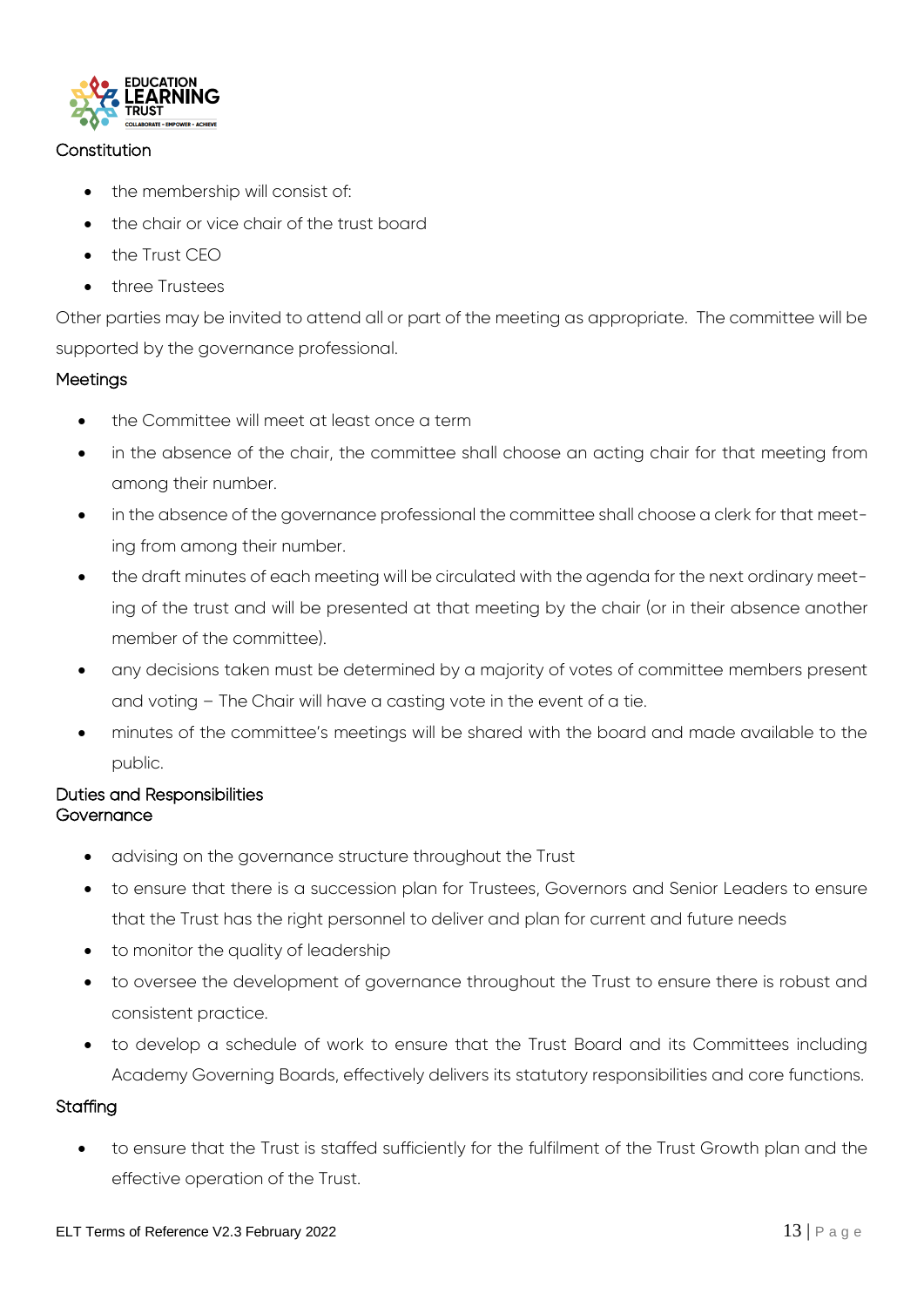Constitution

- the membership will consist of:
- the chair or vice chair of the trust board
- the Trust CEO
- three Trustees

Other parties may be invited to attend all or part of the meeting as appropriate. The committee will be supported by the governance professional.

Meetings

- the Committee will meet at least once a term
- in the absence of the chair, the committee shall choose an acting chair for that meeting from among their number.
- in the absence of the governance professional the committee shall choose a clerk for that meeting from among their number.
- the draft minutes of each meeting will be circulated with the agenda for the next ordinary meeting of the trust and will be presented at that meeting by the chair (or in their absence another member of the committee).
- any decisions taken must be determined by a majority of votes of committee members present and voting – The Chair will have a casting vote in the event of a tie.
- minutes of the committee's meetings will be shared with the board and made available to the public.

Duties and Responsibilities

Governance

- advising on the governance structure throughout the Trust
- to ensure that there is a succession plan for Trustees, Governors and Senior Leaders to ensure that the Trust has the right personnel to deliver and plan for current and future needs
- to monitor the quality of leadership
- to oversee the development of governance throughout the Trust to ensure there is robust and consistent practice.
- to develop a schedule of work to ensure that the Trust Board and its Committees including Academy Governing Boards, effectively delivers its statutory responsibilities and core functions.

Staffing

- to ensure that the Trust is staffed sufficiently for the fulfilment of the Trust Growth plan and the effective operation of the Trust.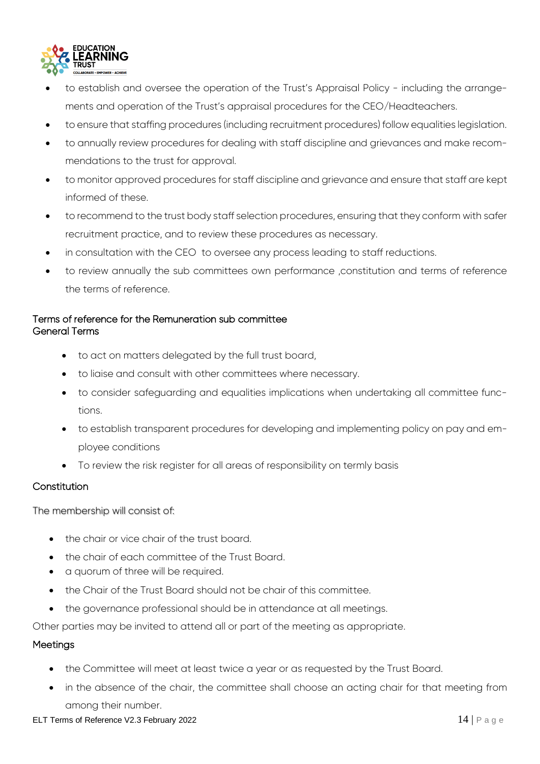- to establish and oversee the operation of the Trust's Appraisal Policy - including the arrangements and operation of the Trust's appraisal procedures for the CEO/Headteachers.
- to ensure that staffing procedures (including recruitment procedures) follow equalities legislation.
- to annually review procedures for dealing with staff discipline and grievances and make recommendations to the trust for approval.
- to monitor approved procedures for staff discipline and grievance and ensure that staff are kept informed of these.
- to recommend to the trust body staff selection procedures, ensuring that they conform with safer recruitment practice, and to review these procedures as necessary.
- in consultation with the CEO to oversee any process leading to staff reductions.
- to review annually the sub committees own performance ,constitution and terms of reference the terms of reference.

### Terms of reference for the Remuneration sub committee

### General Terms

- to act on matters delegated by the full trust board,
- to liaise and consult with other committees where necessary.
- to consider safeguarding and equalities implications when undertaking all committee functions.
- to establish transparent procedures for developing and implementing policy on pay and employee conditions
- To review the risk register for all areas of responsibility on termly basis

### Constitution

The membership will consist of:

- the chair or vice chair of the trust board.
- the chair of each committee of the Trust Board.
- a quorum of three will be required.
- the Chair of the Trust Board should not be chair of this committee.
- the governance professional should be in attendance at all meetings.

Other parties may be invited to attend all or part of the meeting as appropriate.

### Meetings

- the Committee will meet at least twice a year or as requested by the Trust Board.
- in the absence of the chair, the committee shall choose an acting chair for that meeting from among their number.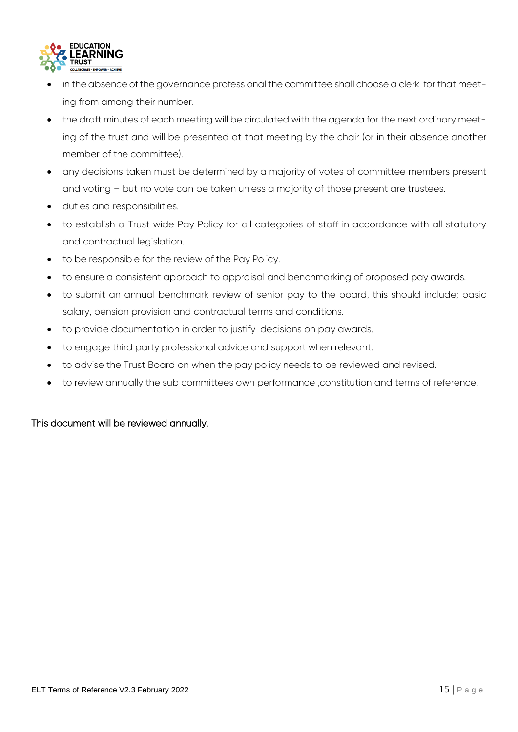- in the absence of the governance professional the committee shall choose a clerk for that meeting from among their number.
- the draft minutes of each meeting will be circulated with the agenda for the next ordinary meeting of the trust and will be presented at that meeting by the chair (or in their absence another member of the committee).
- any decisions taken must be determined by a majority of votes of committee members present and voting – but no vote can be taken unless a majority of those present are trustees.
- duties and responsibilities.
- to establish a Trust wide Pay Policy for all categories of staff in accordance with all statutory and contractual legislation.
- to be responsible for the review of the Pay Policy.
- to ensure a consistent approach to appraisal and benchmarking of proposed pay awards.
- to submit an annual benchmark review of senior pay to the board, this should include; basic salary, pension provision and contractual terms and conditions.
- to provide documentation in order to justify decisions on pay awards.
- to engage third party professional advice and support when relevant.
- to advise the Trust Board on when the pay policy needs to be reviewed and revised.
- to review annually the sub committees own performance ,constitution and terms of reference.

This document will be reviewed annually.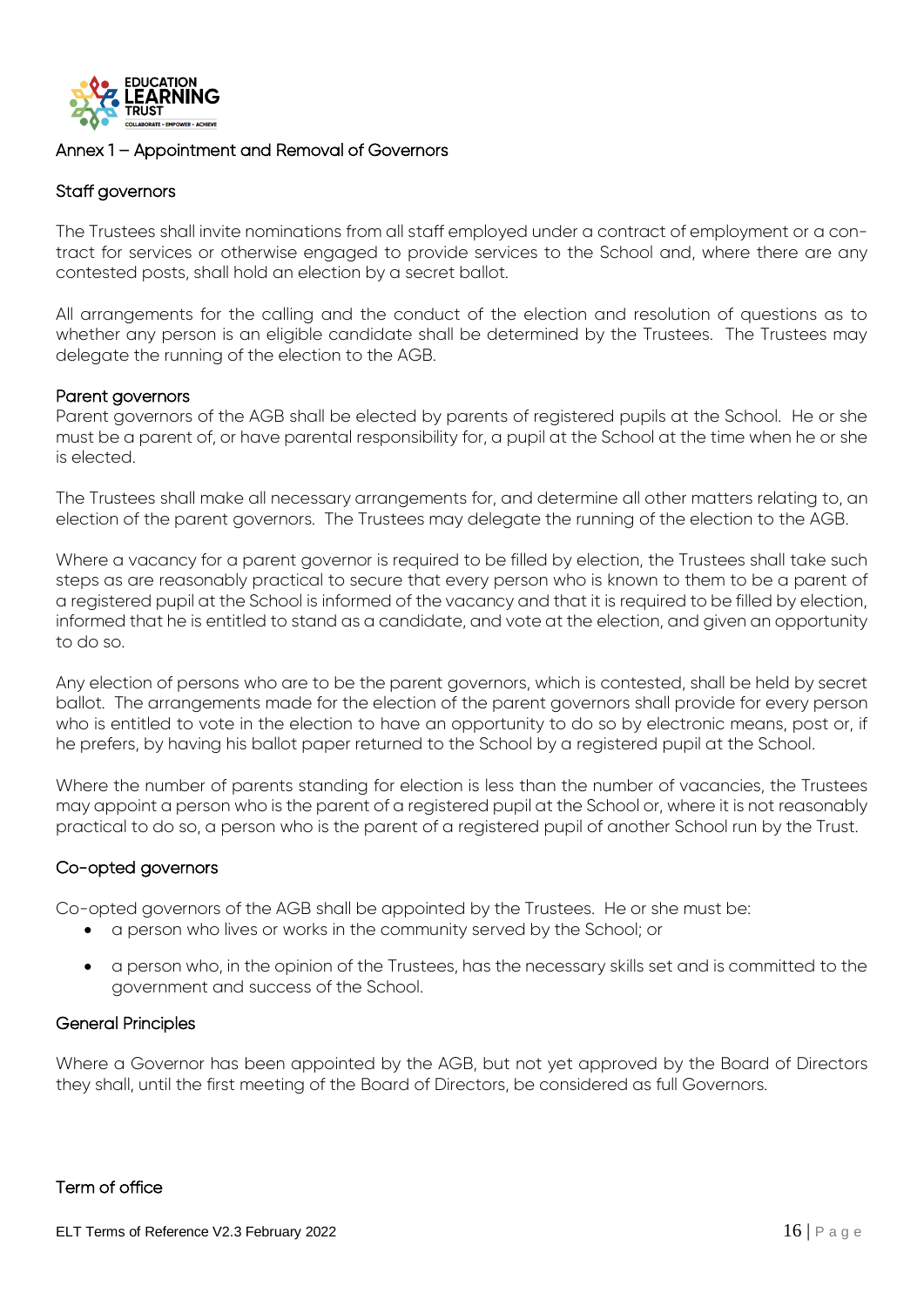## Annex 1 – Appointment and Removal of Governors

### Staff governors

The Trustees shall invite nominations from all staff employed under a contract of employment or a contract for services or otherwise engaged to provide services to the School and, where there are any contested posts, shall hold an election by a secret ballot.

All arrangements for the calling and the conduct of the election and resolution of questions as to whether any person is an eligible candidate shall be determined by the Trustees. The Trustees may delegate the running of the election to the AGB.

### Parent governors

Parent governors of the AGB shall be elected by parents of registered pupils at the School. He or she must be a parent of, or have parental responsibility for, a pupil at the School at the time when he or she is elected.

The Trustees shall make all necessary arrangements for, and determine all other matters relating to, an election of the parent governors. The Trustees may delegate the running of the election to the AGB.

Where a vacancy for a parent governor is required to be filled by election, the Trustees shall take such steps as are reasonably practical to secure that every person who is known to them to be a parent of a registered pupil at the School is informed of the vacancy and that it is required to be filled by election, informed that he is entitled to stand as a candidate, and vote at the election, and given an opportunity to do so.

Any election of persons who are to be the parent governors, which is contested, shall be held by secret ballot. The arrangements made for the election of the parent governors shall provide for every person who is entitled to vote in the election to have an opportunity to do so by electronic means, post or, if he prefers, by having his ballot paper returned to the School by a registered pupil at the School.

Where the number of parents standing for election is less than the number of vacancies, the Trustees may appoint a person who is the parent of a registered pupil at the School or, where it is not reasonably practical to do so, a person who is the parent of a registered pupil of another School run by the Trust.

### Co-opted governors

Co-opted governors of the AGB shall be appointed by the Trustees. He or she must be:

- a person who lives or works in the community served by the School; or
- a person who, in the opinion of the Trustees, has the necessary skills set and is committed to the government and success of the School.

### General Principles

Where a Governor has been appointed by the AGB, but not yet approved by the Board of Directors they shall, until the first meeting of the Board of Directors, be considered as full Governors.

### Term of office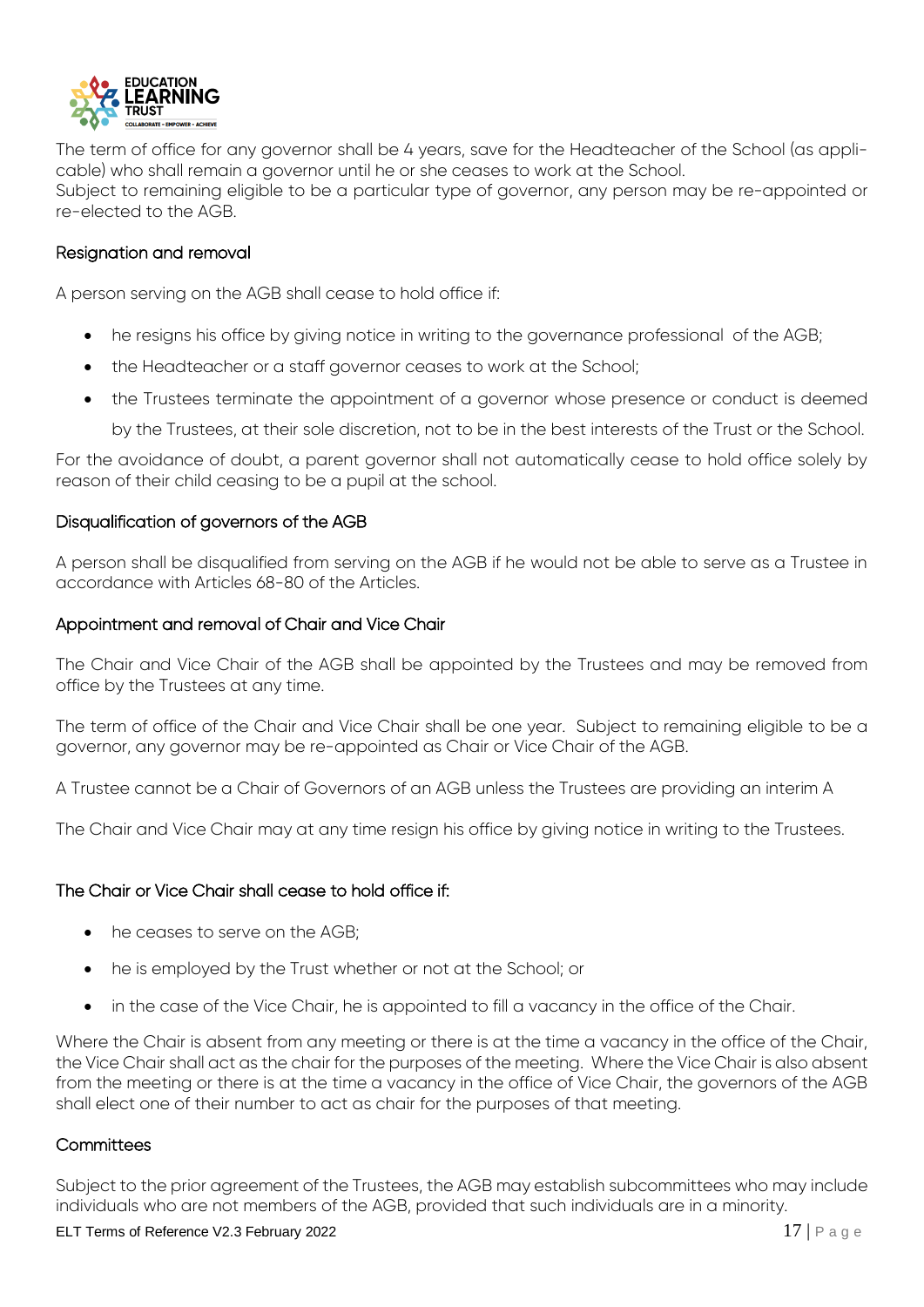The term of office for any governor shall be 4 years, save for the Headteacher of the School (as applicable) who shall remain a governor until he or she ceases to work at the School.
Subject to remaining eligible to be a particular type of governor, any person may be re-appointed or re-elected to the AGB.

### Resignation and removal

A person serving on the AGB shall cease to hold office if:

- he resigns his office by giving notice in writing to the governance professional of the AGB;
- the Headteacher or a staff governor ceases to work at the School;
- the Trustees terminate the appointment of a governor whose presence or conduct is deemed by the Trustees, at their sole discretion, not to be in the best interests of the Trust or the School.

For the avoidance of doubt, a parent governor shall not automatically cease to hold office solely by reason of their child ceasing to be a pupil at the school.

### Disqualification of governors of the AGB

A person shall be disqualified from serving on the AGB if he would not be able to serve as a Trustee in accordance with Articles 68-80 of the Articles.

### Appointment and removal of Chair and Vice Chair

The Chair and Vice Chair of the AGB shall be appointed by the Trustees and may be removed from office by the Trustees at any time.

The term of office of the Chair and Vice Chair shall be one year. Subject to remaining eligible to be a governor, any governor may be re-appointed as Chair or Vice Chair of the AGB.

A Trustee cannot be a Chair of Governors of an AGB unless the Trustees are providing an interim A

The Chair and Vice Chair may at any time resign his office by giving notice in writing to the Trustees.

### The Chair or Vice Chair shall cease to hold office if:

- he ceases to serve on the AGB;
- he is employed by the Trust whether or not at the School; or
- in the case of the Vice Chair, he is appointed to fill a vacancy in the office of the Chair.

Where the Chair is absent from any meeting or there is at the time a vacancy in the office of the Chair, the Vice Chair shall act as the chair for the purposes of the meeting. Where the Vice Chair is also absent from the meeting or there is at the time a vacancy in the office of Vice Chair, the governors of the AGB shall elect one of their number to act as chair for the purposes of that meeting.

### Committees

Subject to the prior agreement of the Trustees, the AGB may establish subcommittees who may include individuals who are not members of the AGB, provided that such individuals are in a minority.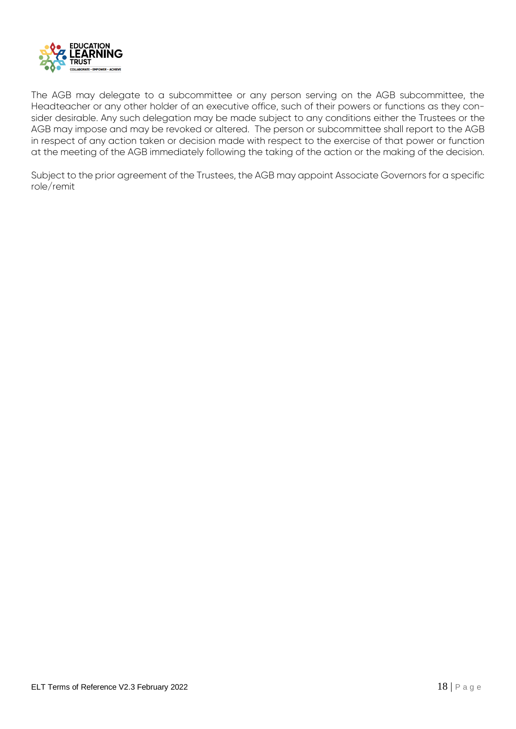The AGB may delegate to a subcommittee or any person serving on the AGB subcommittee, the Headteacher or any other holder of an executive office, such of their powers or functions as they consider desirable. Any such delegation may be made subject to any conditions either the Trustees or the AGB may impose and may be revoked or altered. The person or subcommittee shall report to the AGB in respect of any action taken or decision made with respect to the exercise of that power or function at the meeting of the AGB immediately following the taking of the action or the making of the decision.

Subject to the prior agreement of the Trustees, the AGB may appoint Associate Governors for a specific role/remit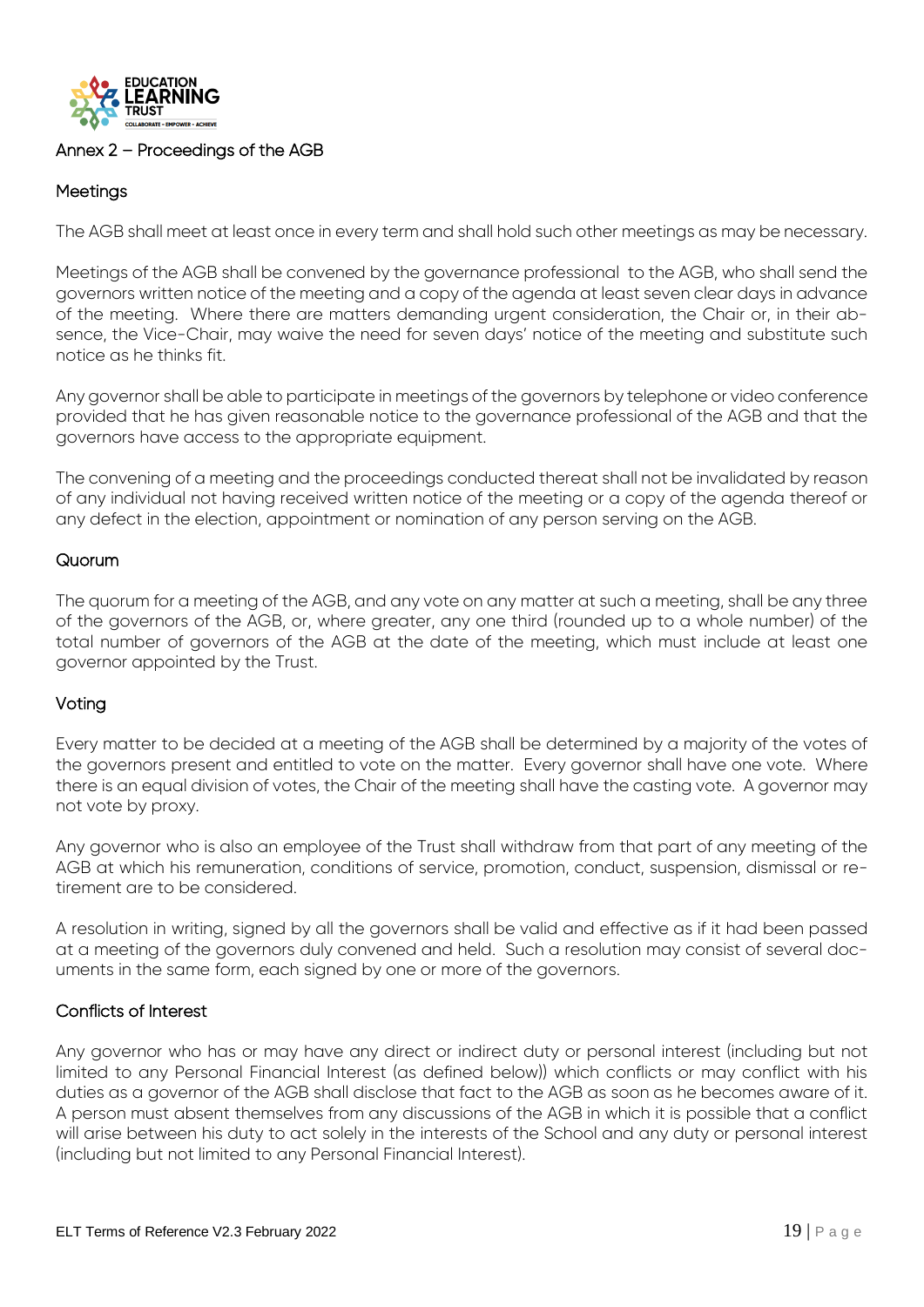## Annex 2 – Proceedings of the AGB

### Meetings

The AGB shall meet at least once in every term and shall hold such other meetings as may be necessary.

Meetings of the AGB shall be convened by the governance professional to the AGB, who shall send the governors written notice of the meeting and a copy of the agenda at least seven clear days in advance of the meeting. Where there are matters demanding urgent consideration, the Chair or, in their absence, the Vice-Chair, may waive the need for seven days' notice of the meeting and substitute such notice as he thinks fit.

Any governor shall be able to participate in meetings of the governors by telephone or video conference provided that he has given reasonable notice to the governance professional of the AGB and that the governors have access to the appropriate equipment.

The convening of a meeting and the proceedings conducted thereat shall not be invalidated by reason of any individual not having received written notice of the meeting or a copy of the agenda thereof or any defect in the election, appointment or nomination of any person serving on the AGB.

### Quorum

The quorum for a meeting of the AGB, and any vote on any matter at such a meeting, shall be any three of the governors of the AGB, or, where greater, any one third (rounded up to a whole number) of the total number of governors of the AGB at the date of the meeting, which must include at least one governor appointed by the Trust.

### Voting

Every matter to be decided at a meeting of the AGB shall be determined by a majority of the votes of the governors present and entitled to vote on the matter. Every governor shall have one vote. Where there is an equal division of votes, the Chair of the meeting shall have the casting vote. A governor may not vote by proxy.

Any governor who is also an employee of the Trust shall withdraw from that part of any meeting of the AGB at which his remuneration, conditions of service, promotion, conduct, suspension, dismissal or retirement are to be considered.

A resolution in writing, signed by all the governors shall be valid and effective as if it had been passed at a meeting of the governors duly convened and held. Such a resolution may consist of several documents in the same form, each signed by one or more of the governors.

### Conflicts of Interest

Any governor who has or may have any direct or indirect duty or personal interest (including but not limited to any Personal Financial Interest (as defined below)) which conflicts or may conflict with his duties as a governor of the AGB shall disclose that fact to the AGB as soon as he becomes aware of it. A person must absent themselves from any discussions of the AGB in which it is possible that a conflict will arise between his duty to act solely in the interests of the School and any duty or personal interest (including but not limited to any Personal Financial Interest).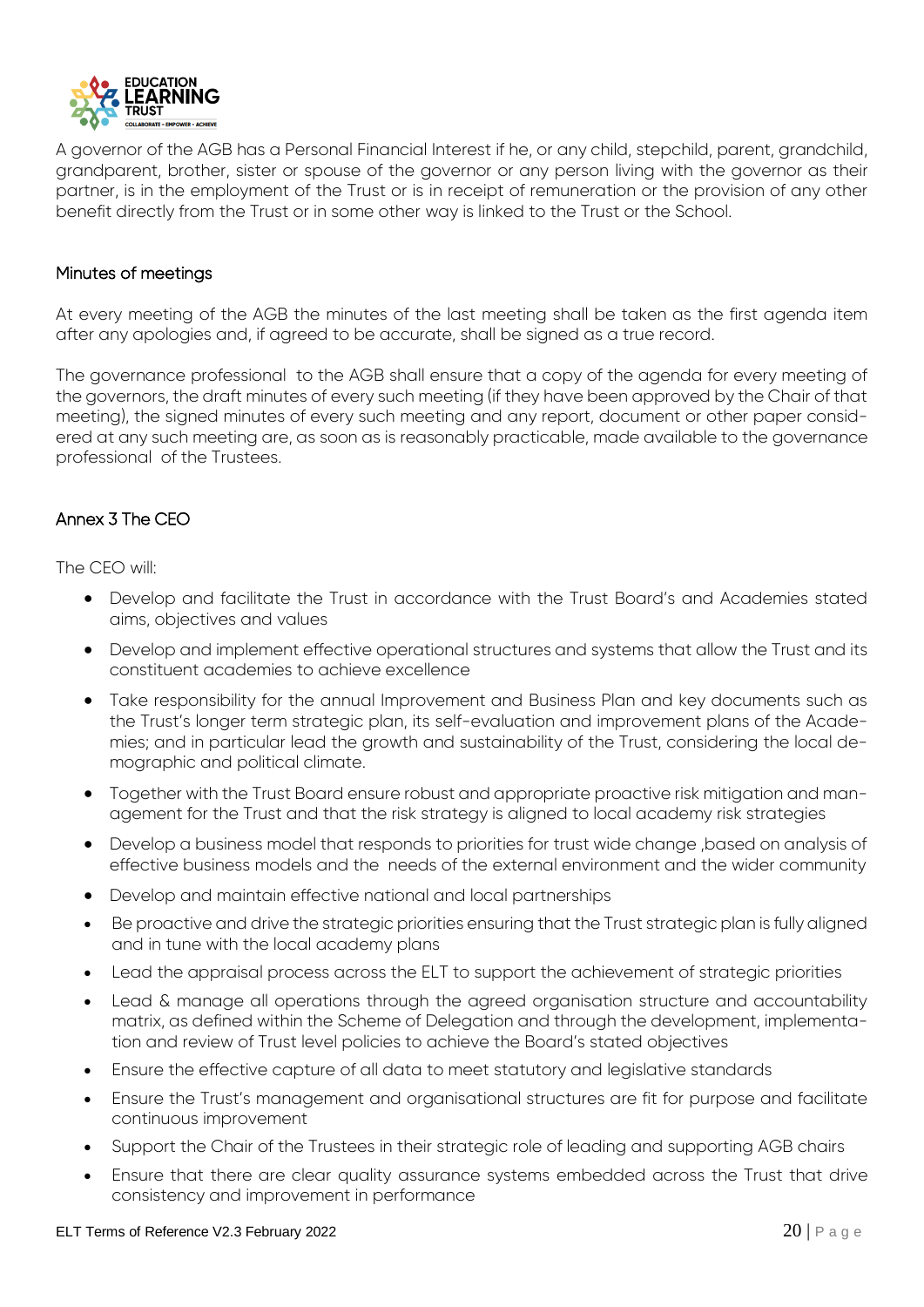A governor of the AGB has a Personal Financial Interest if he, or any child, stepchild, parent, grandchild, grandparent, brother, sister or spouse of the governor or any person living with the governor as their partner, is in the employment of the Trust or is in receipt of remuneration or the provision of any other benefit directly from the Trust or in some other way is linked to the Trust or the School.

## Minutes of meetings

At every meeting of the AGB the minutes of the last meeting shall be taken as the first agenda item after any apologies and, if agreed to be accurate, shall be signed as a true record.

The governance professional to the AGB shall ensure that a copy of the agenda for every meeting of the governors, the draft minutes of every such meeting (if they have been approved by the Chair of that meeting), the signed minutes of every such meeting and any report, document or other paper considered at any such meeting are, as soon as is reasonably practicable, made available to the governance professional of the Trustees.

## Annex 3 The CEO

The CEO will:

- Develop and facilitate the Trust in accordance with the Trust Board's and Academies stated aims, objectives and values
- Develop and implement effective operational structures and systems that allow the Trust and its constituent academies to achieve excellence
- Take responsibility for the annual Improvement and Business Plan and key documents such as the Trust's longer term strategic plan, its self-evaluation and improvement plans of the Academies; and in particular lead the growth and sustainability of the Trust, considering the local demographic and political climate.
- Together with the Trust Board ensure robust and appropriate proactive risk mitigation and management for the Trust and that the risk strategy is aligned to local academy risk strategies
- Develop a business model that responds to priorities for trust wide change ,based on analysis of effective business models and the needs of the external environment and the wider community
- Develop and maintain effective national and local partnerships
- Be proactive and drive the strategic priorities ensuring that the Trust strategic plan is fully aligned and in tune with the local academy plans
- Lead the appraisal process across the ELT to support the achievement of strategic priorities
- Lead & manage all operations through the agreed organisation structure and accountability matrix, as defined within the Scheme of Delegation and through the development, implementation and review of Trust level policies to achieve the Board's stated objectives
- Ensure the effective capture of all data to meet statutory and legislative standards
- Ensure the Trust's management and organisational structures are fit for purpose and facilitate continuous improvement
- Support the Chair of the Trustees in their strategic role of leading and supporting AGB chairs
- Ensure that there are clear quality assurance systems embedded across the Trust that drive consistency and improvement in performance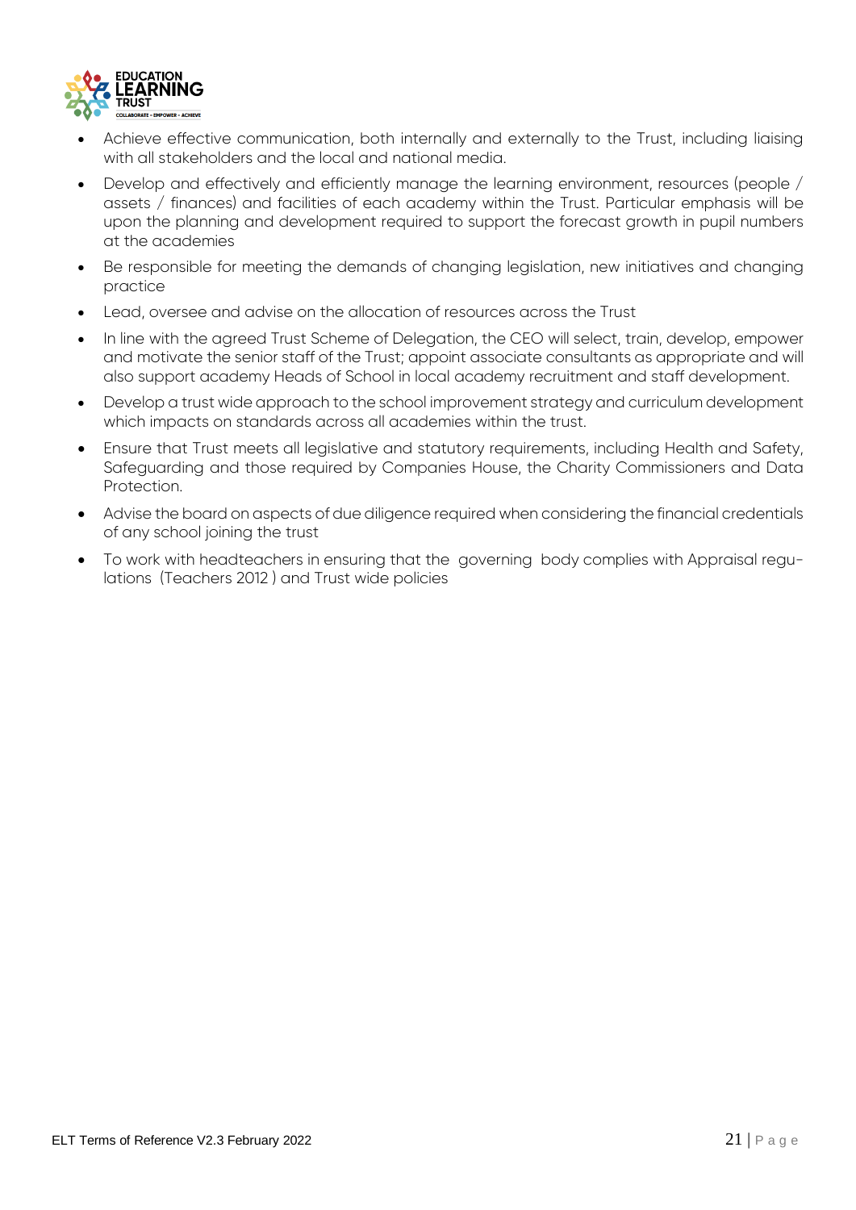- Achieve effective communication, both internally and externally to the Trust, including liaising with all stakeholders and the local and national media.
- Develop and effectively and efficiently manage the learning environment, resources (people / assets / finances) and facilities of each academy within the Trust. Particular emphasis will be upon the planning and development required to support the forecast growth in pupil numbers at the academies
- Be responsible for meeting the demands of changing legislation, new initiatives and changing practice
- Lead, oversee and advise on the allocation of resources across the Trust
- In line with the agreed Trust Scheme of Delegation, the CEO will select, train, develop, empower and motivate the senior staff of the Trust; appoint associate consultants as appropriate and will also support academy Heads of School in local academy recruitment and staff development.
- Develop a trust wide approach to the school improvement strategy and curriculum development which impacts on standards across all academies within the trust.
- Ensure that Trust meets all legislative and statutory requirements, including Health and Safety, Safeguarding and those required by Companies House, the Charity Commissioners and Data Protection.
- Advise the board on aspects of due diligence required when considering the financial credentials of any school joining the trust
- To work with headteachers in ensuring that the governing body complies with Appraisal regulations (Teachers 2012 ) and Trust wide policies